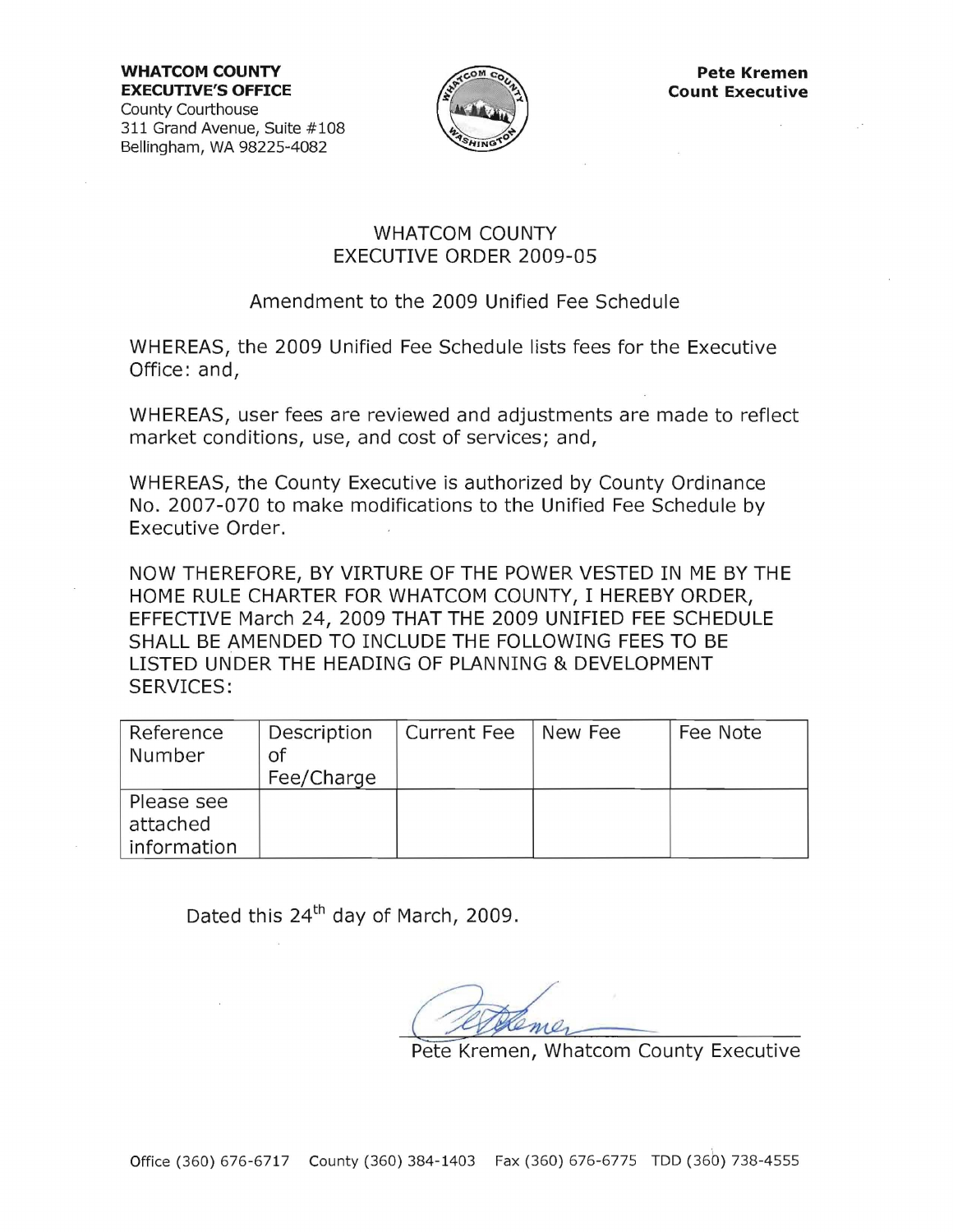**WHATCOM COUNTY**
**EXECUTIVE'S OFFICE**
County Courthouse
311 Grand Avenue, Suite #108
Bellingham, WA 98225-4082

**Pete Kremen**
**Count Executive**

# WHATCOM COUNTY
# EXECUTIVE ORDER 2009-05

## Amendment to the 2009 Unified Fee Schedule

WHEREAS, the 2009 Unified Fee Schedule lists fees for the Executive Office: and,

WHEREAS, user fees are reviewed and adjustments are made to reflect market conditions, use, and cost of services; and,

WHEREAS, the County Executive is authorized by County Ordinance No. 2007-070 to make modifications to the Unified Fee Schedule by Executive Order.

NOW THEREFORE, BY VIRTUE OF THE POWER VESTED IN ME BY THE HOME RULE CHARTER FOR WHATCOM COUNTY, I HEREBY ORDER, EFFECTIVE March 24, 2009 THAT THE 2009 UNIFIED FEE SCHEDULE SHALL BE AMENDED TO INCLUDE THE FOLLOWING FEES TO BE LISTED UNDER THE HEADING OF PLANNING & DEVELOPMENT SERVICES:

| Reference Number | Description of Fee/Charge | Current Fee | New Fee | Fee Note |
|---|---|---|---|---|
| Please see attached information | | | | |

Dated this 24th day of March, 2009.

Pete Kremen, Whatcom County Executive

Office (360) 676-6717 County (360) 384-1403 Fax (360) 676-6775 TDD (360) 738-4555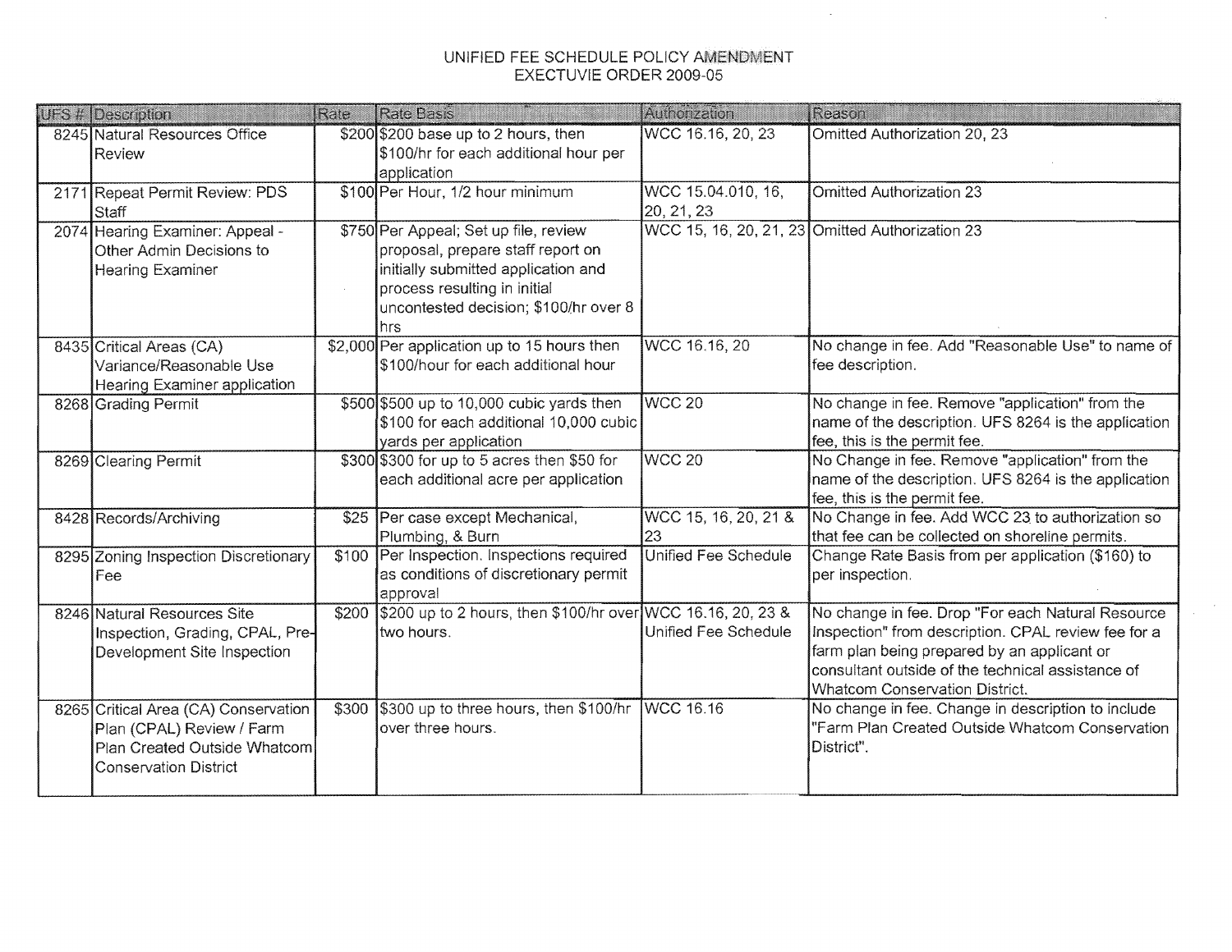# UNIFIED FEE SCHEDULE POLICY AMENDMENT
## EXECTUVIE ORDER 2009-05

| UFS # | Description | Rate | Rate Basis | Authorization | Reason |
|---|---|---|---|---|---|
| 8245 | Natural Resources Office Review | $200 | $200 base up to 2 hours, then $100/hr for each additional hour per application | WCC 16.16, 20, 23 | Omitted Authorization 20, 23 |
| 2171 | Repeat Permit Review: PDS Staff | $100 | Per Hour, 1/2 hour minimum | WCC 15.04.010, 16, 20, 21, 23 | Omitted Authorization 23 |
| 2074 | Hearing Examiner: Appeal - Other Admin Decisions to Hearing Examiner | $750 | Per Appeal; Set up file, review proposal, prepare staff report on initially submitted application and process resulting in initial uncontested decision; $100/hr over 8 hrs | WCC 15, 16, 20, 21, 23 | Omitted Authorization 23 |
| 8435 | Critical Areas (CA) Variance/Reasonable Use Hearing Examiner application | $2,000 | Per application up to 15 hours then $100/hour for each additional hour | WCC 16.16, 20 | No change in fee. Add "Reasonable Use" to name of fee description. |
| 8268 | Grading Permit | $500 | $500 up to 10,000 cubic yards then $100 for each additional 10,000 cubic yards per application | WCC 20 | No change in fee. Remove "application" from the name of the description. UFS 8264 is the application fee, this is the permit fee. |
| 8269 | Clearing Permit | $300 | $300 for up to 5 acres then $50 for each additional acre per application | WCC 20 | No Change in fee. Remove "application" from the name of the description. UFS 8264 is the application fee, this is the permit fee. |
| 8428 | Records/Archiving | $25 | Per case except Mechanical, Plumbing, & Burn | WCC 15, 16, 20, 21 & 23 | No Change in fee. Add WCC 23 to authorization so that fee can be collected on shoreline permits. |
| 8295 | Zoning Inspection Discretionary Fee | $100 | Per Inspection. Inspections required as conditions of discretionary permit approval | Unified Fee Schedule | Change Rate Basis from per application ($160) to per inspection. |
| 8246 | Natural Resources Site Inspection, Grading, CPAL, Pre-Development Site Inspection | $200 | $200 up to 2 hours, then $100/hr over two hours. | WCC 16.16, 20, 23 & Unified Fee Schedule | No change in fee. Drop "For each Natural Resource Inspection" from description. CPAL review fee for a farm plan being prepared by an applicant or consultant outside of the technical assistance of Whatcom Conservation District. |
| 8265 | Critical Area (CA) Conservation Plan (CPAL) Review / Farm Plan Created Outside Whatcom Conservation District | $300 | $300 up to three hours, then $100/hr over three hours. | WCC 16.16 | No change in fee. Change in description to include "Farm Plan Created Outside Whatcom Conservation District". |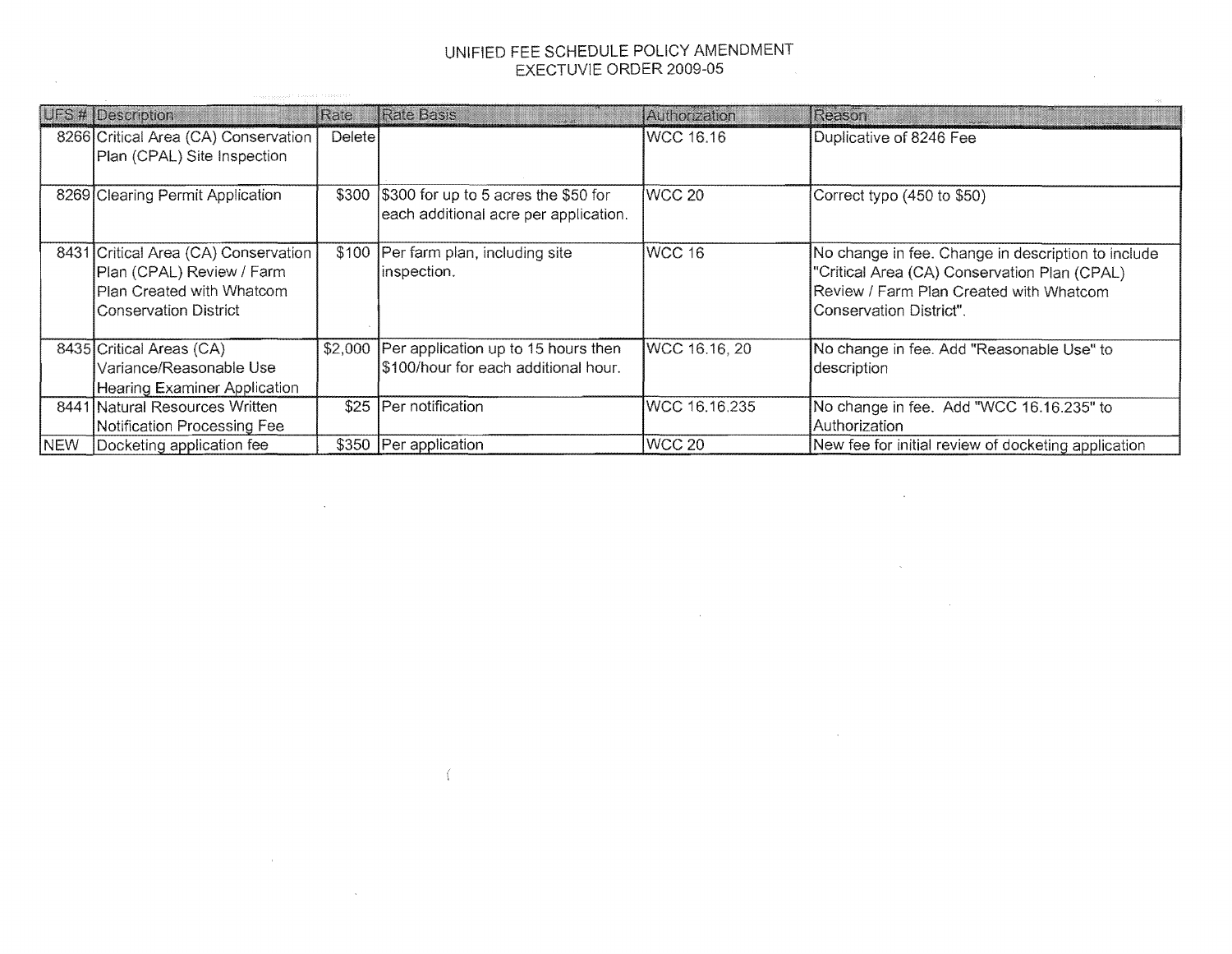# UNIFIED FEE SCHEDULE POLICY AMENDMENT
## EXECTUVIE ORDER 2009-05

| UFS # | Description | Rate | Rate Basis | Authorization | Reason |
|---|---|---|---|---|---|
| 8266 | Critical Area (CA) Conservation Plan (CPAL) Site Inspection | Delete | | WCC 16.16 | Duplicative of 8246 Fee |
| 8269 | Clearing Permit Application | $300 | $300 for up to 5 acres the $50 for each additional acre per application. | WCC 20 | Correct typo (450 to $50) |
| 8431 | Critical Area (CA) Conservation Plan (CPAL) Review / Farm Plan Created with Whatcom Conservation District | $100 | Per farm plan, including site inspection. | WCC 16 | No change in fee. Change in description to include "Critical Area (CA) Conservation Plan (CPAL) Review / Farm Plan Created with Whatcom Conservation District". |
| 8435 | Critical Areas (CA) Variance/Reasonable Use Hearing Examiner Application | $2,000 | Per application up to 15 hours then $100/hour for each additional hour. | WCC 16.16, 20 | No change in fee. Add "Reasonable Use" to description |
| 8441 | Natural Resources Written Notification Processing Fee | $25 | Per notification | WCC 16.16.235 | No change in fee. Add "WCC 16.16.235" to Authorization |
| NEW | Docketing application fee | $350 | Per application | WCC 20 | New fee for initial review of docketing application |